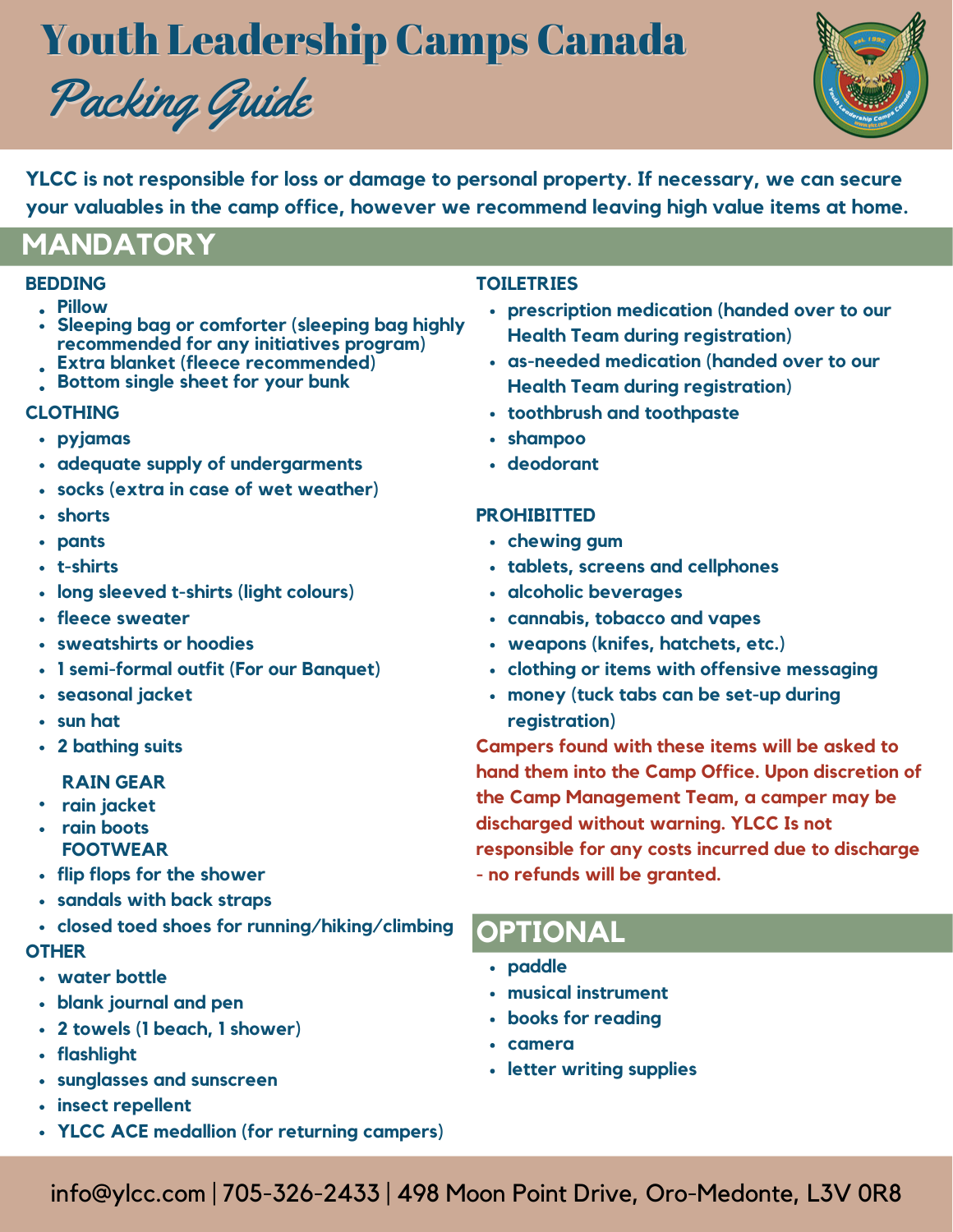# Youth Leadership Camps Canada

## *Packing Guide*

**YLCC is not responsible for loss or damage to personal property. If necessary, we can secure your valuables in the camp office, however we recommend leaving high value items at home.**

## MANDATORY

### BEDDING

- Pillow
- Sleeping bag or comforter (sleeping bag highly recommended for any initiatives program)
- Extra blanket (fleece recommended)
- Bottom single sheet for your bunk

### CLOTHING

- pyjamas
- adequate supply of undergarments
- socks (extra in case of wet weather)
- shorts
- pants
- t-shirts
- long sleeved t-shirts (light colours)
- fleece sweater
- sweatshirts or hoodies
- 1 semi-formal outfit (For our Banquet)
- seasonal jacket
- sun hat
- 2 bathing suits

#### RAIN GEAR

- rain jacket
- rain boots

#### FOOTWEAR

- flip flops for the shower
- sandals with back straps
- closed toed shoes for running/hiking/climbing

### OTHER

- water bottle
- blank journal and pen
- 2 towels (1 beach, 1 shower)
- flashlight
- sunglasses and sunscreen
- insect repellent
- YLCC ACE medallion (for returning campers)

### TOILETRIES

- prescription medication (handed over to our Health Team during registration)
- as-needed medication (handed over to our Health Team during registration)
- toothbrush and toothpaste
- shampoo
- deodorant

### PROHIBITTED

- chewing gum
- tablets, screens and cellphones
- alcoholic beverages
- cannabis, tobacco and vapes
- weapons (knifes, hatchets, etc.)
- clothing or items with offensive messaging
- money (tuck tabs can be set-up during registration)

**Campers found with these items will be asked to hand them into the Camp Office. Upon discretion of the Camp Management Team, a camper may be discharged without warning. YLCC Is not responsible for any costs incurred due to discharge - no refunds will be granted.**

## OPTIONAL

- paddle
- musical instrument
- books for reading
- camera
- letter writing supplies

info@ylcc.com | 705-326-2433 | 498 Moon Point Drive, Oro-Medonte, L3V 0R8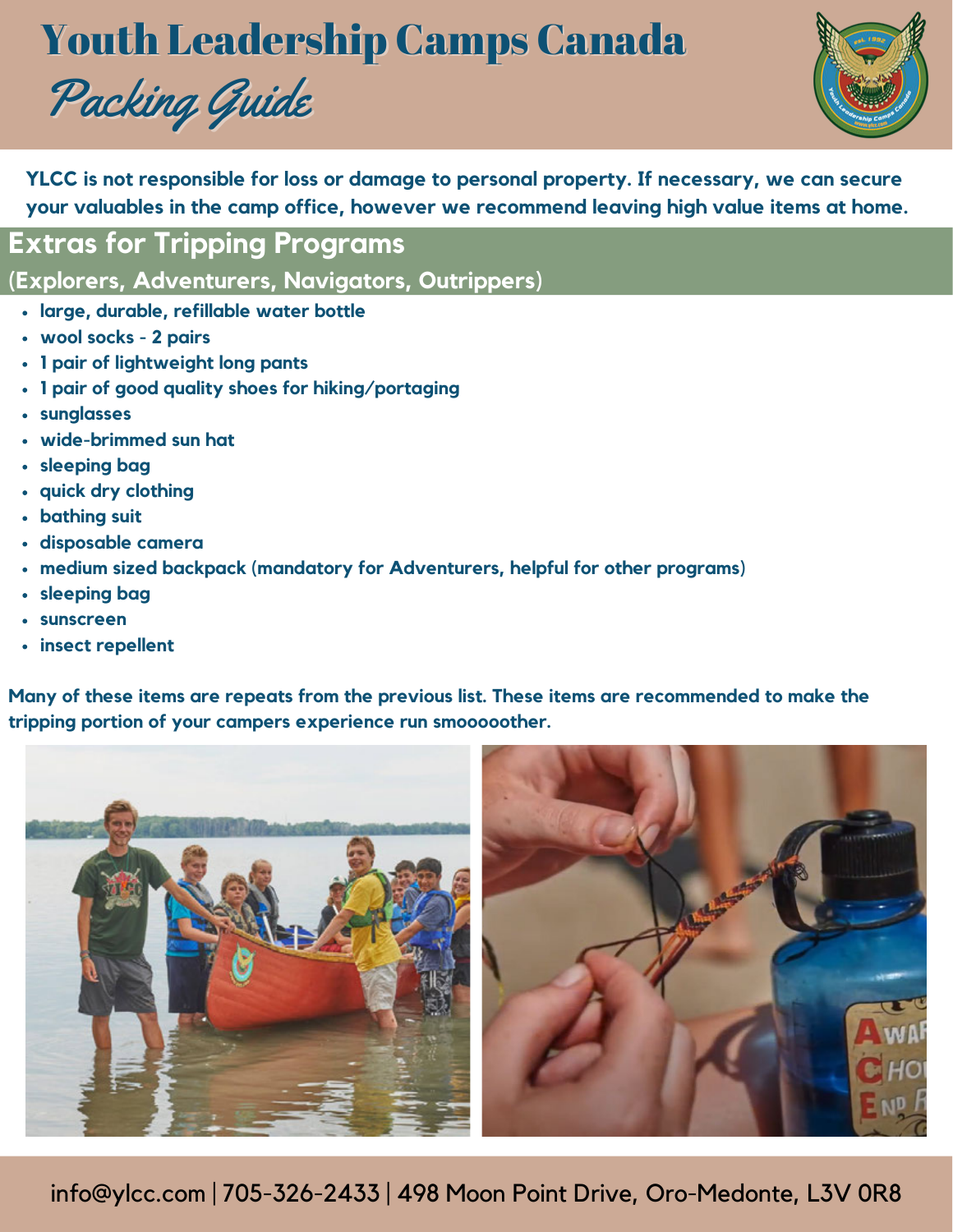# Youth Leadership Camps Canada

## *Packing Guide*

**YLCC is not responsible for loss or damage to personal property. If necessary, we can secure your valuables in the camp office, however we recommend leaving high value items at home.**

## Extras for Tripping Programs

### (Explorers, Adventurers, Navigators, Outrippers)

- large, durable, refillable water bottle
- wool socks - 2 pairs
- 1 pair of lightweight long pants
- 1 pair of good quality shoes for hiking/portaging
- sunglasses
- wide-brimmed sun hat
- sleeping bag
- quick dry clothing
- bathing suit
- disposable camera
- medium sized backpack (mandatory for Adventurers, helpful for other programs)
- sleeping bag
- sunscreen
- insect repellent

**Many of these items are repeats from the previous list. These items are recommended to make the tripping portion of your campers experience run smoooooother.**

info@ylcc.com | 705-326-2433 | 498 Moon Point Drive, Oro-Medonte, L3V 0R8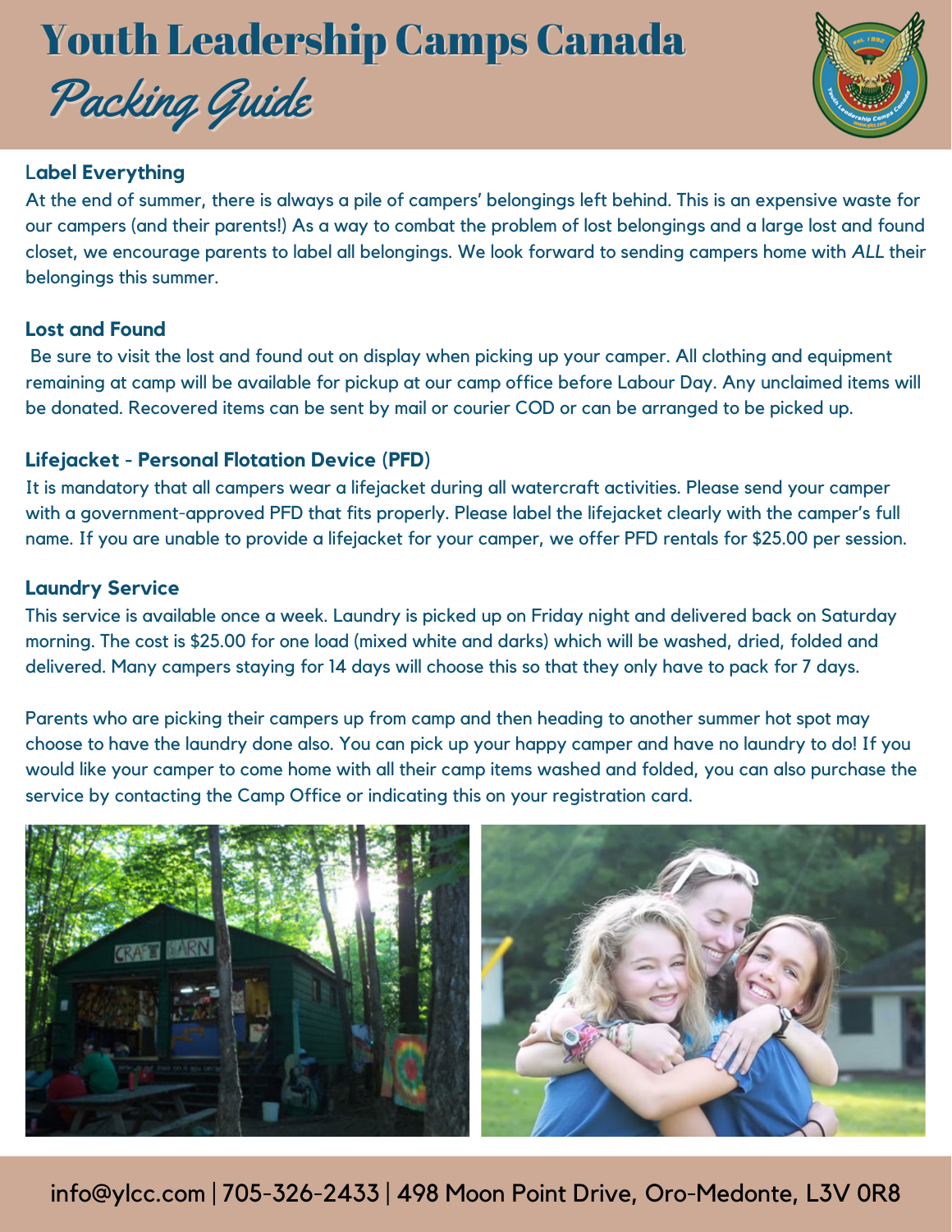# Youth Leadership Camps Canada

## *Packing Guide*

### Label Everything

At the end of summer, there is always a pile of campers' belongings left behind. This is an expensive waste for our campers (and their parents!) As a way to combat the problem of lost belongings and a large lost and found closet, we encourage parents to label all belongings. We look forward to sending campers home with *ALL* their belongings this summer.

### Lost and Found

Be sure to visit the lost and found out on display when picking up your camper. All clothing and equipment remaining at camp will be available for pickup at our camp office before Labour Day. Any unclaimed items will be donated. Recovered items can be sent by mail or courier COD or can be arranged to be picked up.

### Lifejacket - Personal Flotation Device (PFD)

It is mandatory that all campers wear a lifejacket during all watercraft activities. Please send your camper with a government-approved PFD that fits properly. Please label the lifejacket clearly with the camper's full name. If you are unable to provide a lifejacket for your camper, we offer PFD rentals for $25.00 per session.

### Laundry Service

This service is available once a week. Laundry is picked up on Friday night and delivered back on Saturday morning. The cost is $25.00 for one load (mixed white and darks) which will be washed, dried, folded and delivered. Many campers staying for 14 days will choose this so that they only have to pack for 7 days.

Parents who are picking their campers up from camp and then heading to another summer hot spot may choose to have the laundry done also. You can pick up your happy camper and have no laundry to do! If you would like your camper to come home with all their camp items washed and folded, you can also purchase the service by contacting the Camp Office or indicating this on your registration card.

info@ylcc.com | 705-326-2433 | 498 Moon Point Drive, Oro-Medonte, L3V 0R8